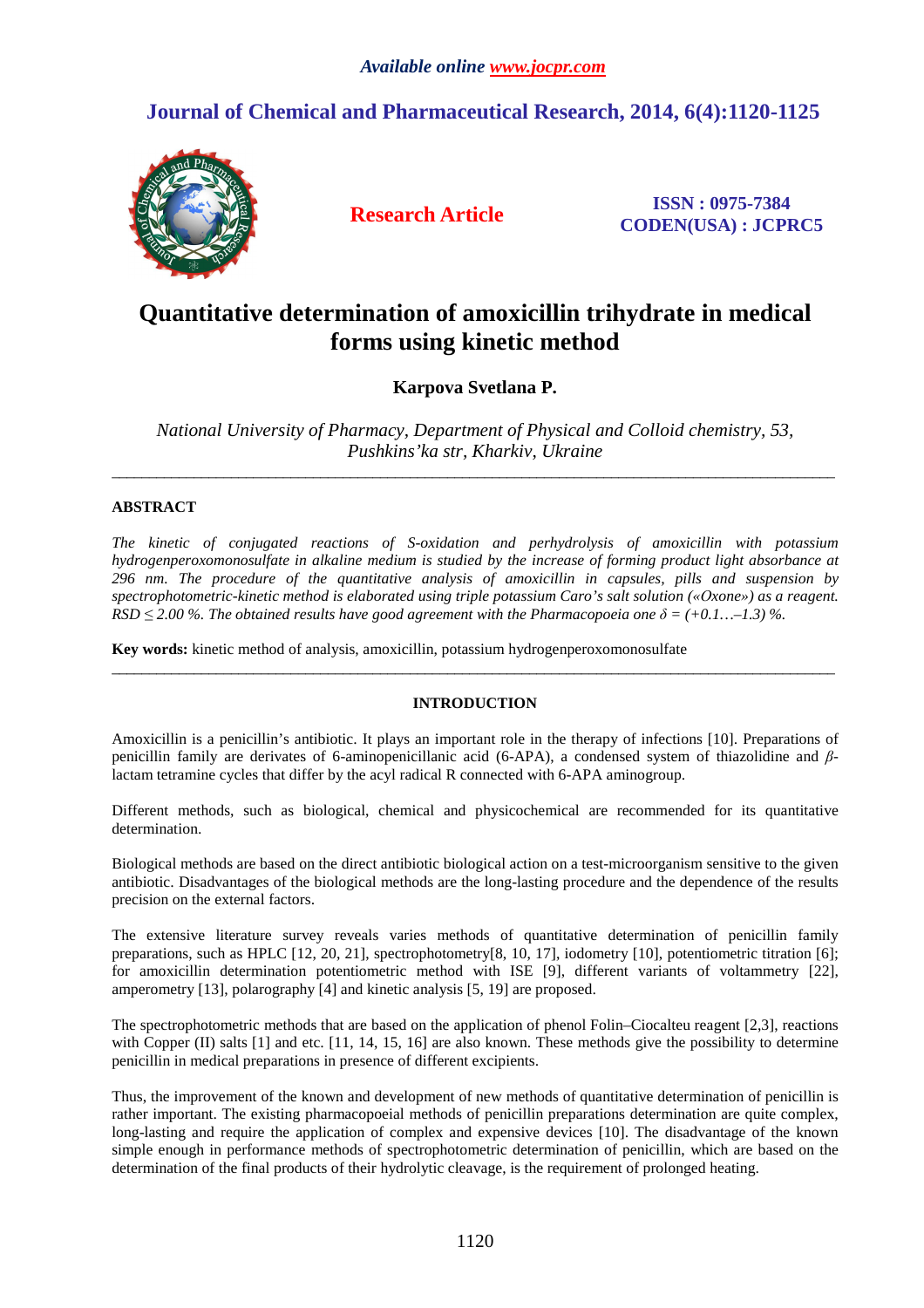# Quantitative determination of amoxicillin trihydrate in medical forms using kinetic method

**Karpova Svetlana P.**

*National University of Pharmacy, Department of Physical and Colloid chemistry, 53, Pushkins'ka str, Kharkiv, Ukraine*

---

## ABSTRACT

*The kinetic of conjugated reactions of S-oxidation and perhydrolysis of amoxicillin with potassium hydrogenperoxomonosulfate in alkaline medium is studied by the increase of forming product light absorbance at 296 nm. The procedure of the quantitative analysis of amoxicillin in capsules, pills and suspension by spectrophotometric-kinetic method is elaborated using triple potassium Caro's salt solution («Oxone») as a reagent. RSD ≤ 2.00 %. The obtained results have good agreement with the Pharmacopoeia one δ = (+0.1…–1.3) %.*

**Key words:** kinetic method of analysis, amoxicillin, potassium hydrogenperoxomonosulfate

---

## INTRODUCTION

Amoxicillin is a penicillin's antibiotic. It plays an important role in the therapy of infections [10]. Preparations of penicillin family are derivates of 6-aminopenicillanic acid (6-APA), a condensed system of thiazolidine and $\beta$-lactam tetramine cycles that differ by the acyl radical R connected with 6-APA aminogroup.

Different methods, such as biological, chemical and physicochemical are recommended for its quantitative determination.

Biological methods are based on the direct antibiotic biological action on a test-microorganism sensitive to the given antibiotic. Disadvantages of the biological methods are the long-lasting procedure and the dependence of the results precision on the external factors.

The extensive literature survey reveals varies methods of quantitative determination of penicillin family preparations, such as HPLC [12, 20, 21], spectrophotometry[8, 10, 17], iodometry [10], potentiometric titration [6]; for amoxicillin determination potentiometric method with ISE [9], different variants of voltammetry [22], amperometry [13], polarography [4] and kinetic analysis [5, 19] are proposed.

The spectrophotometric methods that are based on the application of phenol Folin–Ciocalteu reagent [2,3], reactions with Copper (II) salts [1] and etc. [11, 14, 15, 16] are also known. These methods give the possibility to determine penicillin in medical preparations in presence of different excipients.

Thus, the improvement of the known and development of new methods of quantitative determination of penicillin is rather important. The existing pharmacopoeial methods of penicillin preparations determination are quite complex, long-lasting and require the application of complex and expensive devices [10]. The disadvantage of the known simple enough in performance methods of spectrophotometric determination of penicillin, which are based on the determination of the final products of their hydrolytic cleavage, is the requirement of prolonged heating.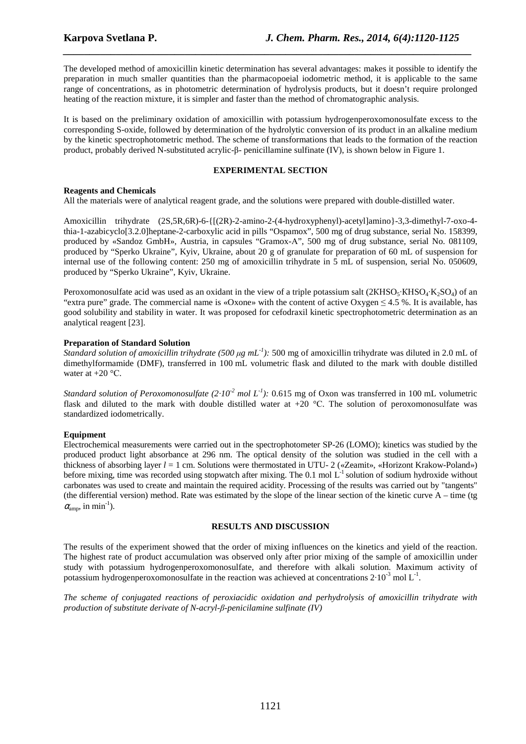The developed method of amoxicillin kinetic determination has several advantages: makes it possible to identify the preparation in much smaller quantities than the pharmacopoeial iodometric method, it is applicable to the same range of concentrations, as in photometric determination of hydrolysis products, but it doesn't require prolonged heating of the reaction mixture, it is simpler and faster than the method of chromatographic analysis.

It is based on the preliminary oxidation of amoxicillin with potassium hydrogenperoxomonosulfate excess to the corresponding S-oxide, followed by determination of the hydrolytic conversion of its product in an alkaline medium by the kinetic spectrophotometric method. The scheme of transformations that leads to the formation of the reaction product, probably derived N-substituted acrylic-β- penicillamine sulfinate (IV), is shown below in Figure 1.

## EXPERIMENTAL SECTION

### Reagents and Chemicals

All the materials were of analytical reagent grade, and the solutions were prepared with double-distilled water.

Amoxicillin trihydrate (2S,5R,6R)-6-{[(2R)-2-amino-2-(4-hydroxyphenyl)-acetyl]amino}-3,3-dimethyl-7-oxo-4-thia-1-azabicyclo[3.2.0]heptane-2-carboxylic acid in pills "Ospamox", 500 mg of drug substance, serial No. 158399, produced by «Sandoz GmbH», Austria, in capsules "Gramox-A", 500 mg of drug substance, serial No. 081109, produced by "Sperko Ukraine", Kyiv, Ukraine, about 20 g of granulate for preparation of 60 mL of suspension for internal use of the following content: 250 mg of amoxicillin trihydrate in 5 mL of suspension, serial No. 050609, produced by "Sperko Ukraine", Kyiv, Ukraine.

Peroxomonosulfate acid was used as an oxidant in the view of a triple potassium salt ($2KHSO_5{\cdot}KHSO_4{\cdot}K_2SO_4$) of an "extra pure" grade. The commercial name is «Oxone» with the content of active Oxygen ≤ 4.5 %. It is available, has good solubility and stability in water. It was proposed for cefodraxil kinetic spectrophotometric determination as an analytical reagent [23].

### Preparation of Standard Solution

*Standard solution of amoxicillin trihydrate (500 μg mL$^{-1}$):* 500 mg of amoxicillin trihydrate was diluted in 2.0 mL of dimethylformamide (DMF), transferred in 100 mL volumetric flask and diluted to the mark with double distilled water at +20 °C.

*Standard solution of Peroxomonosulfate ($2{\cdot}10^{-2}$ mol L$^{-1}$):* 0.615 mg of Oxon was transferred in 100 mL volumetric flask and diluted to the mark with double distilled water at +20 °C. The solution of peroxomonosulfate was standardized iodometrically.

### Equipment

Electrochemical measurements were carried out in the spectrophotometer SP-26 (LOMO); kinetics was studied by the produced product light absorbance at 296 nm. The optical density of the solution was studied in the cell with a thickness of absorbing layer $l$ = 1 cm. Solutions were thermostated in UTU- 2 («Zeamit», «Horizont Krakow-Poland») before mixing, time was recorded using stopwatch after mixing. The 0.1 mol L$^{-1}$ solution of sodium hydroxide without carbonates was used to create and maintain the required acidity. Processing of the results was carried out by "tangents" (the differential version) method. Rate was estimated by the slope of the linear section of the kinetic curve A – time (tg $\alpha_{amp}$, in min$^{-1}$).

## RESULTS AND DISCUSSION

The results of the experiment showed that the order of mixing influences on the kinetics and yield of the reaction. The highest rate of product accumulation was observed only after prior mixing of the sample of amoxicillin under study with potassium hydrogenperoxomonosulfate, and therefore with alkali solution. Maximum activity of potassium hydrogenperoxomonosulfate in the reaction was achieved at concentrations $2{\cdot}10^{-3}$ mol L$^{-1}$.

*The scheme of conjugated reactions of peroxiacidic oxidation and perhydrolysis of amoxicillin trihydrate with production of substitute derivate of N-acryl-β-penicilamine sulfinate (IV)*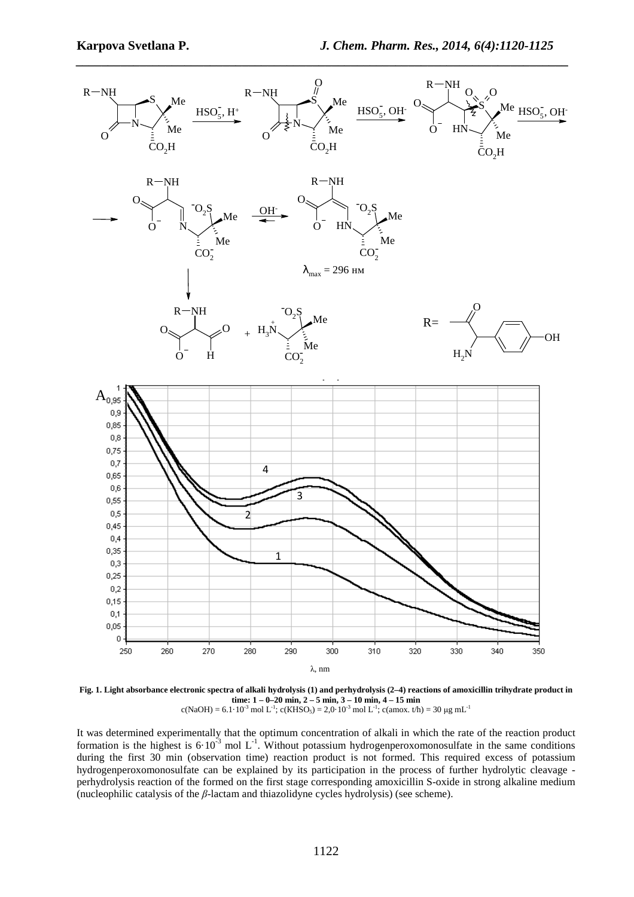**Fig. 1. Light absorbance electronic spectra of alkali hydrolysis (1) and perhydrolysis (2–4) reactions of amoxicillin trihydrate product in time: 1 – 0–20 min, 2 – 5 min, 3 – 10 min, 4 – 15 min**
$c(NaOH) = 6.1 \cdot 10^{-3}$ mol $L^{-1}$; $c(KHSO_5) = 2{,}0 \cdot 10^{-3}$ mol $L^{-1}$; c(amox. t/h) = 30 μg $mL^{-1}$

It was determined experimentally that the optimum concentration of alkali in which the rate of the reaction product formation is the highest is $6 \cdot 10^{-3}$ mol $L^{-1}$. Without potassium hydrogenperoxomonosulfate in the same conditions during the first 30 min (observation time) reaction product is not formed. This required excess of potassium hydrogenperoxomonosulfate can be explained by its participation in the process of further hydrolytic cleavage - perhydrolysis reaction of the formed on the first stage corresponding amoxicillin S-oxide in strong alkaline medium (nucleophilic catalysis of the *β*-lactam and thiazolidyne cycles hydrolysis) (see scheme).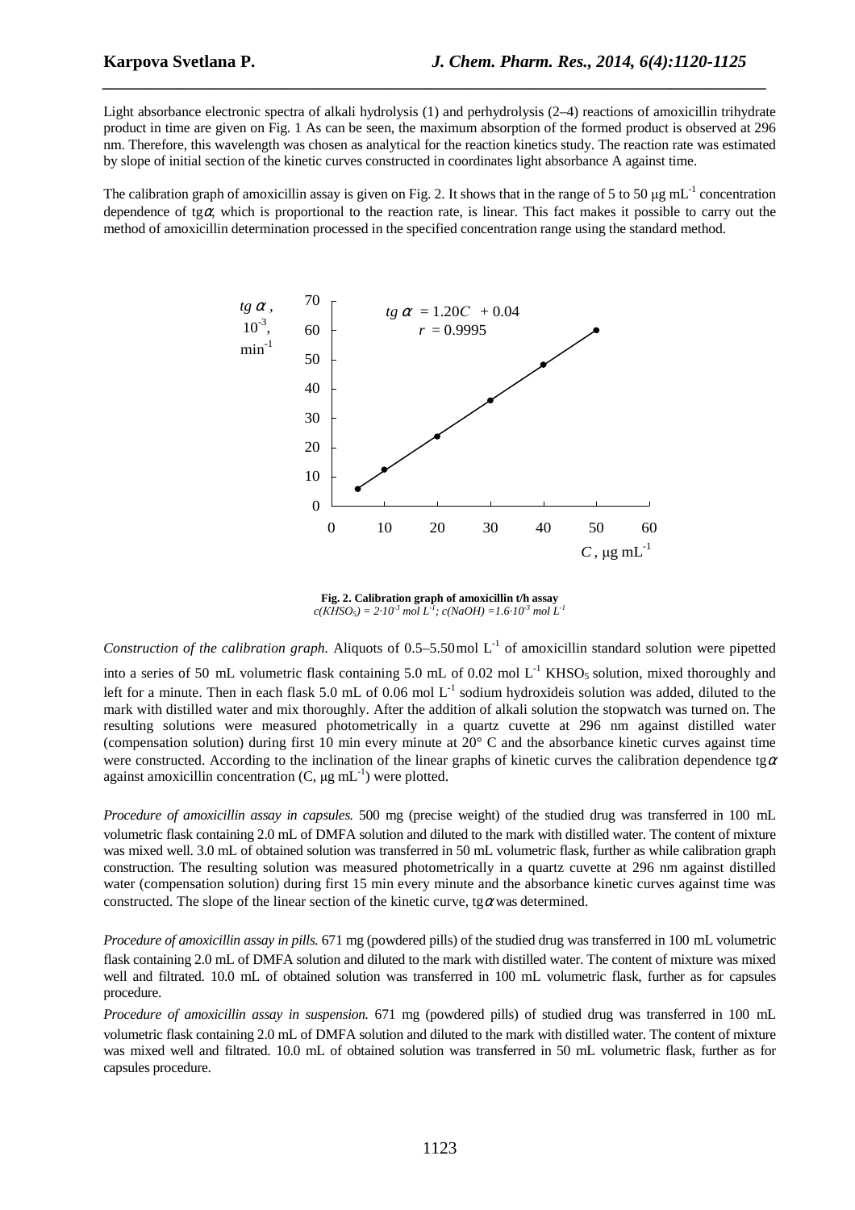Light absorbance electronic spectra of alkali hydrolysis (1) and perhydrolysis (2–4) reactions of amoxicillin trihydrate product in time are given on Fig. 1 As can be seen, the maximum absorption of the formed product is observed at 296 nm. Therefore, this wavelength was chosen as analytical for the reaction kinetics study. The reaction rate was estimated by slope of initial section of the kinetic curves constructed in coordinates light absorbance A against time.

The calibration graph of amoxicillin assay is given on Fig. 2. It shows that in the range of 5 to 50 μg mL$^{-1}$ concentration dependence of tg$\alpha$, which is proportional to the reaction rate, is linear. This fact makes it possible to carry out the method of amoxicillin determination processed in the specified concentration range using the standard method.

$tg\,\alpha = 1.20C + 0.04$, $r = 0.9995$

**Fig. 2. Calibration graph of amoxicillin t/h assay**
*$c(KHSO_5) = 2\cdot10^{-3}$ mol L$^{-1}$; $c(NaOH) = 1.6\cdot10^{-3}$ mol L$^{-1}$*

*Construction of the calibration graph.* Aliquots of 0.5–5.50 mol L$^{-1}$ of amoxicillin standard solution were pipetted into a series of 50 mL volumetric flask containing 5.0 mL of 0.02 mol L$^{-1}$ $KHSO_5$ solution, mixed thoroughly and left for a minute. Then in each flask 5.0 mL of 0.06 mol L$^{-1}$ sodium hydroxideis solution was added, diluted to the mark with distilled water and mix thoroughly. After the addition of alkali solution the stopwatch was turned on. The resulting solutions were measured photometrically in a quartz cuvette at 296 nm against distilled water (compensation solution) during first 10 min every minute at 20° C and the absorbance kinetic curves against time were constructed. According to the inclination of the linear graphs of kinetic curves the calibration dependence tg$\alpha$ against amoxicillin concentration (C, μg mL$^{-1}$) were plotted.

*Procedure of amoxicillin assay in capsules.* 500 mg (precise weight) of the studied drug was transferred in 100 mL volumetric flask containing 2.0 mL of DMFA solution and diluted to the mark with distilled water. The content of mixture was mixed well. 3.0 mL of obtained solution was transferred in 50 mL volumetric flask, further as while calibration graph construction. The resulting solution was measured photometrically in a quartz cuvette at 296 nm against distilled water (compensation solution) during first 15 min every minute and the absorbance kinetic curves against time was constructed. The slope of the linear section of the kinetic curve, tg$\alpha$ was determined.

*Procedure of amoxicillin assay in pills.* 671 mg (powdered pills) of the studied drug was transferred in 100 mL volumetric flask containing 2.0 mL of DMFA solution and diluted to the mark with distilled water. The content of mixture was mixed well and filtrated. 10.0 mL of obtained solution was transferred in 100 mL volumetric flask, further as for capsules procedure.

*Procedure of amoxicillin assay in suspension.* 671 mg (powdered pills) of studied drug was transferred in 100 mL volumetric flask containing 2.0 mL of DMFA solution and diluted to the mark with distilled water. The content of mixture was mixed well and filtrated. 10.0 mL of obtained solution was transferred in 50 mL volumetric flask, further as for capsules procedure.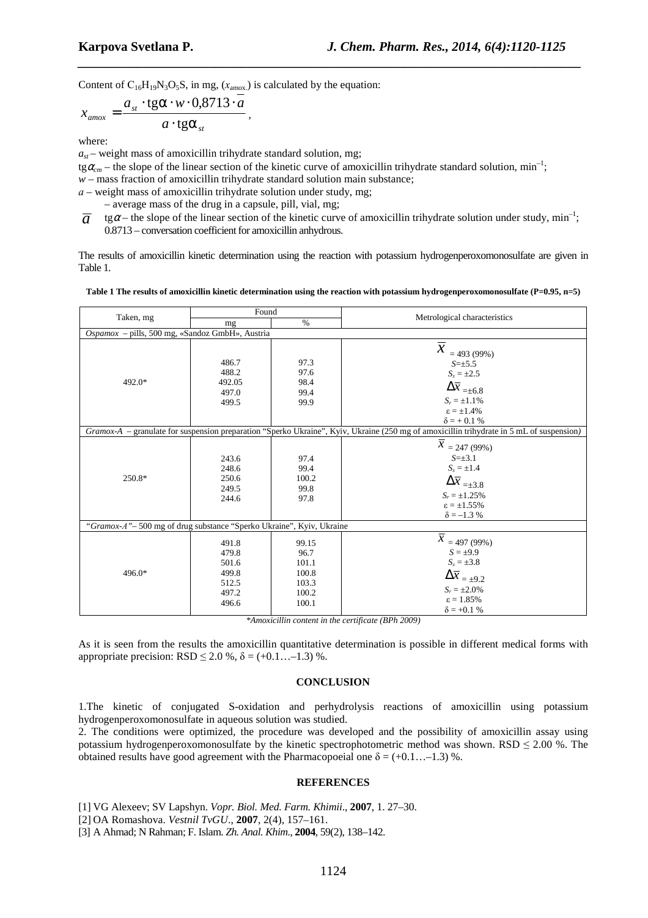Content of $C_{16}H_{19}N_3O_5S$, in mg, ($x_{amox.}$) is calculated by the equation:

$$x_{amox} = \frac{a_{st} \cdot \text{tg}\alpha \cdot w \cdot 0,8713 \cdot \overline{a}}{a \cdot \text{tg}\alpha_{st}},$$

where:

$a_{st}$ – weight mass of amoxicillin trihydrate standard solution, mg;

$\text{tg}\alpha_{cm}$ – the slope of the linear section of the kinetic curve of amoxicillin trihydrate standard solution, $\text{min}^{-1}$;

$w$ – mass fraction of amoxicillin trihydrate standard solution main substance;

$a$ – weight mass of amoxicillin trihydrate solution under study, mg;

$\overline{a}$ – average mass of the drug in a capsule, pill, vial, mg;

$\text{tg}\alpha$ – the slope of the linear section of the kinetic curve of amoxicillin trihydrate solution under study, $\text{min}^{-1}$;

0.8713 – conversation coefficient for amoxicillin anhydrous.

The results of amoxicillin kinetic determination using the reaction with potassium hydrogenperoxomonosulfate are given in Table 1.

**Table 1 The results of amoxicillin kinetic determination using the reaction with potassium hydrogenperoxomonosulfate (P=0.95, n=5)**

| Taken, mg | Found | | Metrological characteristics |
|---|---|---|---|
| | mg | % | |
| *Ospamox* – pills, 500 mg, «Sandoz GmbH», Austria | | | |
| 492.0* | 486.7<br>488.2<br>492.05<br>497.0<br>499.5 | 97.3<br>97.6<br>98.4<br>99.4<br>99.9 | $\overline{x}$ = 493 (99%)<br>$S=\pm 5.5$<br>$S_x = \pm 2.5$<br>$\Delta\overline{x} = \pm 6.8$<br>$S_r = \pm 1.1\%$<br>$\varepsilon = \pm 1.4\%$<br>$\delta = +0.1\%$ |
| *Gramox-A* – granulate for suspension preparation "Sperko Ukraine", Kyiv, Ukraine (250 mg of amoxicillin trihydrate in 5 mL of suspension) | | | |
| 250.8* | 243.6<br>248.6<br>250.6<br>249.5<br>244.6 | 97.4<br>99.4<br>100.2<br>99.8<br>97.8 | $\overline{x}$ = 247 (99%)<br>$S=\pm 3.1$<br>$S_x = \pm 1.4$<br>$\Delta\overline{x} = \pm 3.8$<br>$S_r = \pm 1.25\%$<br>$\varepsilon = \pm 1.55\%$<br>$\delta = -1.3\%$ |
| "*Gramox-A*"– 500 mg of drug substance "Sperko Ukraine", Kyiv, Ukraine | | | |
| 496.0* | 491.8<br>479.8<br>501.6<br>499.8<br>512.5<br>497.2<br>496.6 | 99.15<br>96.7<br>101.1<br>100.8<br>103.3<br>100.2<br>100.1 | $\overline{x}$ = 497 (99%)<br>$S = \pm 9.9$<br>$S_x = \pm 3.8$<br>$\Delta\overline{x} = \pm 9.2$<br>$S_r = \pm 2.0\%$<br>$\varepsilon = 1.85\%$<br>$\delta = +0.1\%$ |

*\*Amoxicillin content in the certificate (BPh 2009)*

As it is seen from the results the amoxicillin quantitative determination is possible in different medical forms with appropriate precision: RSD ≤ 2.0 %, δ = (+0.1…–1.3) %.

## CONCLUSION

1.The kinetic of conjugated S-oxidation and perhydrolysis reactions of amoxicillin using potassium hydrogenperoxomonosulfate in aqueous solution was studied.

2. The conditions were optimized, the procedure was developed and the possibility of amoxicillin assay using potassium hydrogenperoxomonosulfate by the kinetic spectrophotometric method was shown. RSD ≤ 2.00 %. The obtained results have good agreement with the Pharmacopoeial one δ = (+0.1…–1.3) %.

## REFERENCES

[1] VG Alexeev; SV Lapshyn. *Vopr. Biol. Med. Farm. Khimii*., **2007**, 1. 27–30.

[2] OA Romashova. *Vestnil TvGU*., **2007**, 2(4), 157–161.

[3] A Ahmad; N Rahman; F. Islam. *Zh. Anal. Khim*., **2004**, 59(2), 138–142.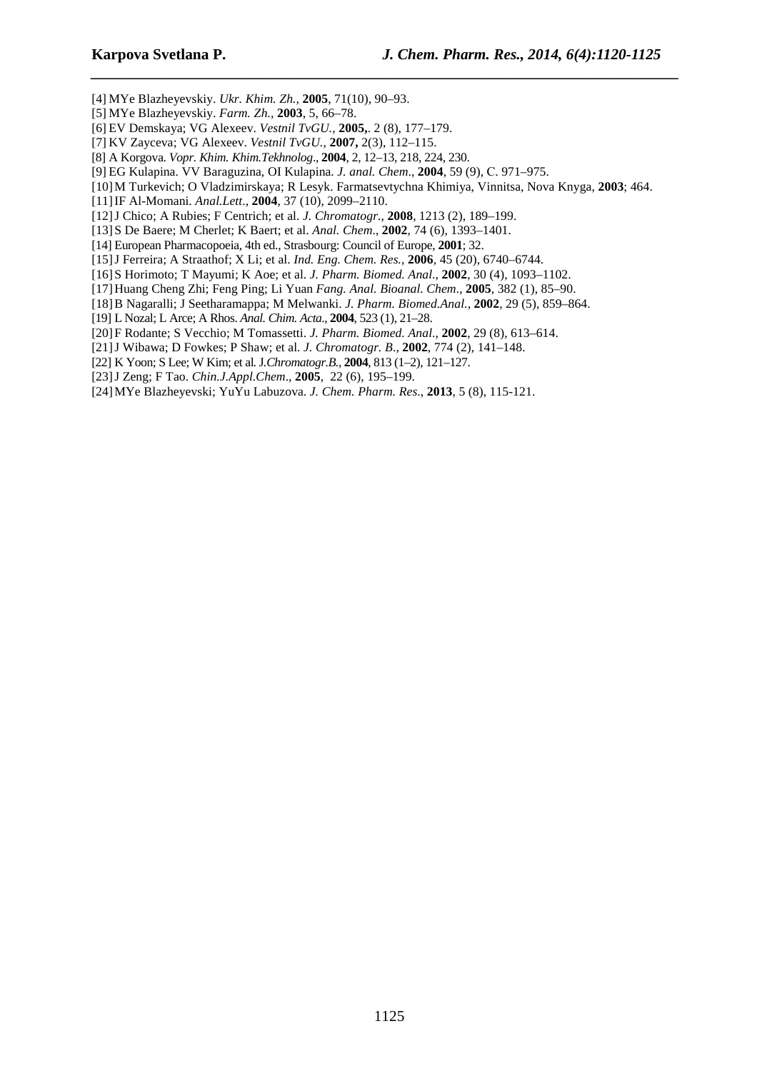[4] MYe Blazheyevskiy. *Ukr. Khim. Zh.,* **2005**, 71(10), 90–93.
[5] MYe Blazheyevskiy. *Farm. Zh.,* **2003**, 5, 66–78.
[6] EV Demskaya; VG Alexeev. *Vestnil TvGU.,* **2005,**. 2 (8), 177–179.
[7] KV Zayceva; VG Alexeev. *Vestnil TvGU.,* **2007,** 2(3), 112–115.
[8] A Korgova. *Vopr. Khim. Khim.Tekhnolog*., **2004**, 2, 12–13, 218, 224, 230.
[9] EG Kulapina. VV Baraguzina, OI Kulapina. *J. anal. Chem*., **2004**, 59 (9), C. 971–975.
[10] M Turkevich; O Vladzimirskaya; R Lesyk. Farmatsevtychna Khimiya, Vinnitsa, Nova Knyga, **2003**; 464.
[11] IF Al-Momani. *Anal.Lett*., **2004**, 37 (10), 2099–2110.
[12] J Chico; A Rubies; F Centrich; et al. *J. Chromatogr*., **2008**, 1213 (2), 189–199.
[13] S De Baere; M Cherlet; K Baert; et al. *Anal. Chem*., **2002**, 74 (6), 1393–1401.
[14] European Pharmacopoeia, 4th ed., Strasbourg: Council of Europe, **2001**; 32.
[15] J Ferreira; A Straathof; X Li; et al. *Ind. Eng. Chem. Res.*, **2006**, 45 (20), 6740–6744.
[16] S Horimoto; T Mayumi; K Aoe; et al. *J. Pharm. Biomed. Anal*., **2002**, 30 (4), 1093–1102.
[17] Huang Cheng Zhi; Feng Ping; Li Yuan *Fang. Anal. Bioanal. Chem*., **2005**, 382 (1), 85–90.
[18] B Nagaralli; J Seetharamappa; M Melwanki. *J. Pharm. Biomed.Anal.*, **2002**, 29 (5), 859–864.
[19] L Nozal; L Arce; A Rhos. *Anal. Chim. Acta*., **2004**, 523 (1), 21–28.
[20] F Rodante; S Vecchio; M Tomassetti. *J. Pharm. Biomed. Anal*., **2002**, 29 (8), 613–614.
[21] J Wibawa; D Fowkes; P Shaw; et al. *J. Chromatogr. B*., **2002**, 774 (2), 141–148.
[22] K Yoon; S Lee; W Kim; et al. *J.Chromatogr.B.*, **2004**, 813 (1–2), 121–127.
[23] J Zeng; F Tao. *Chin.J.Appl.Chem*., **2005**, 22 (6), 195–199.
[24] MYe Blazheyevski; YuYu Labuzova. *J. Chem. Pharm. Res*., **2013**, 5 (8), 115-121.